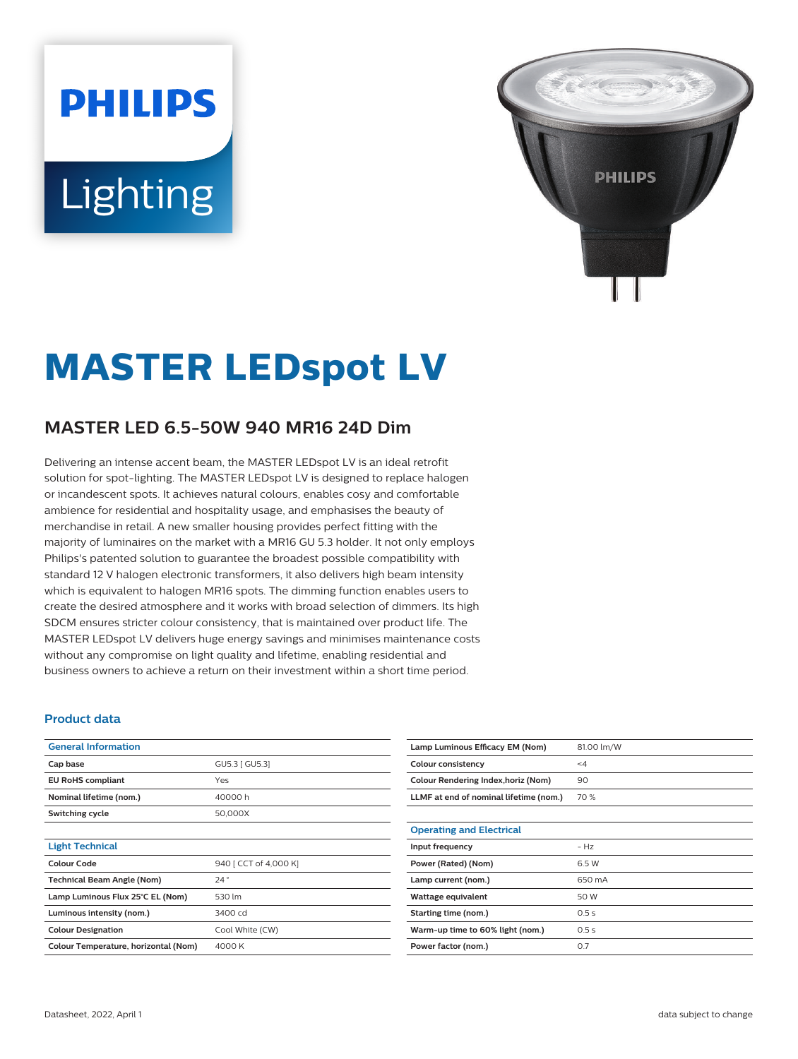# MASTER LEDspot LV

## MASTER LED 6.5-50W 940 MR16 24D Dim

Delivering an intense accent beam, the MASTER LEDspot LV is an ideal retrofit solution for spot-lighting. The MASTER LEDspot LV is designed to replace halogen or incandescent spots. It achieves natural colours, enables cosy and comfortable ambience for residential and hospitality usage, and emphasises the beauty of merchandise in retail. A new smaller housing provides perfect fitting with the majority of luminaires on the market with a MR16 GU 5.3 holder. It not only employs Philips's patented solution to guarantee the broadest possible compatibility with standard 12 V halogen electronic transformers, it also delivers high beam intensity which is equivalent to halogen MR16 spots. The dimming function enables users to create the desired atmosphere and it works with broad selection of dimmers. Its high SDCM ensures stricter colour consistency, that is maintained over product life. The MASTER LEDspot LV delivers huge energy savings and minimises maintenance costs without any compromise on light quality and lifetime, enabling residential and business owners to achieve a return on their investment within a short time period.

### Product data

| General Information | |
|---|---|
| Cap base | GU5.3 [ GU5.3] |
| EU RoHS compliant | Yes |
| Nominal lifetime (nom.) | 40000 h |
| Switching cycle | 50,000X |

| Light Technical | |
|---|---|
| Colour Code | 940 [ CCT of 4,000 K] |
| Technical Beam Angle (Nom) | 24 ° |
| Lamp Luminous Flux 25°C EL (Nom) | 530 lm |
| Luminous intensity (nom.) | 3400 cd |
| Colour Designation | Cool White (CW) |
| Colour Temperature, horizontal (Nom) | 4000 K |
| Lamp Luminous Efficacy EM (Nom) | 81.00 lm/W |
| Colour consistency | <4 |
| Colour Rendering Index,horiz (Nom) | 90 |
| LLMF at end of nominal lifetime (nom.) | 70 % |

| Operating and Electrical | |
|---|---|
| Input frequency | - Hz |
| Power (Rated) (Nom) | 6.5 W |
| Lamp current (nom.) | 650 mA |
| Wattage equivalent | 50 W |
| Starting time (nom.) | 0.5 s |
| Warm-up time to 60% light (nom.) | 0.5 s |
| Power factor (nom.) | 0.7 |

Datasheet, 2022, April 1 data subject to change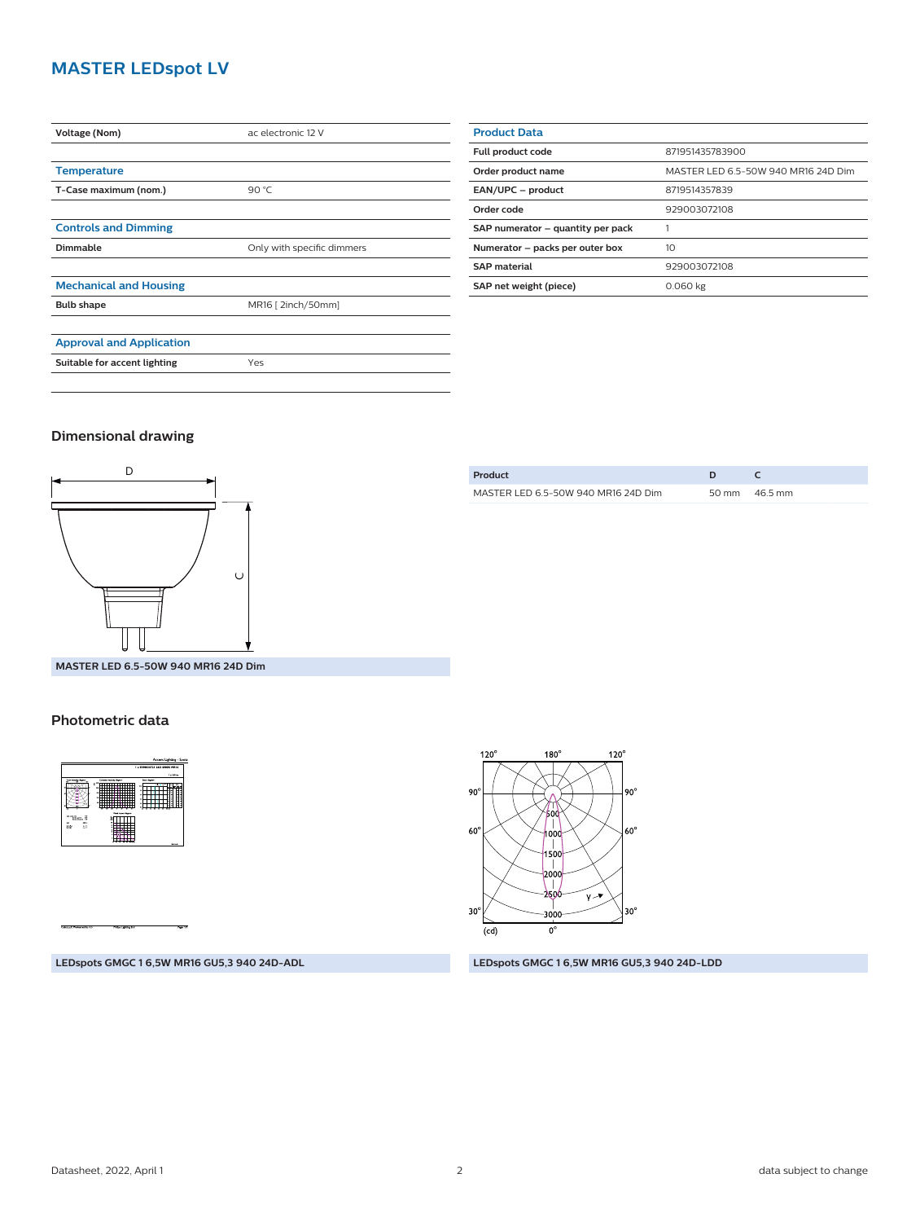# MASTER LEDspot LV

| | |
|---|---|
| **Voltage (Nom)** | ac electronic 12 V |

| **Temperature** | |
|---|---|
| **T-Case maximum (nom.)** | 90 °C |

| **Controls and Dimming** | |
|---|---|
| **Dimmable** | Only with specific dimmers |

| **Mechanical and Housing** | |
|---|---|
| **Bulb shape** | MR16 [ 2inch/50mm] |

| **Approval and Application** | |
|---|---|
| **Suitable for accent lighting** | Yes |

| **Product Data** | |
|---|---|
| **Full product code** | 871951435783900 |
| **Order product name** | MASTER LED 6.5-50W 940 MR16 24D Dim |
| **EAN/UPC – product** | 8719514357839 |
| **Order code** | 929003072108 |
| **SAP numerator – quantity per pack** | 1 |
| **Numerator – packs per outer box** | 10 |
| **SAP material** | 929003072108 |
| **SAP net weight (piece)** | 0.060 kg |

## Dimensional drawing

**MASTER LED 6.5-50W 940 MR16 24D Dim**

| Product | D | C |
|---|---|---|
| MASTER LED 6.5-50W 940 MR16 24D Dim | 50 mm | 46.5 mm |

## Photometric data

**LEDspots GMGC 1 6,5W MR16 GU5,3 940 24D-ADL**

**LEDspots GMGC 1 6,5W MR16 GU5,3 940 24D-LDD**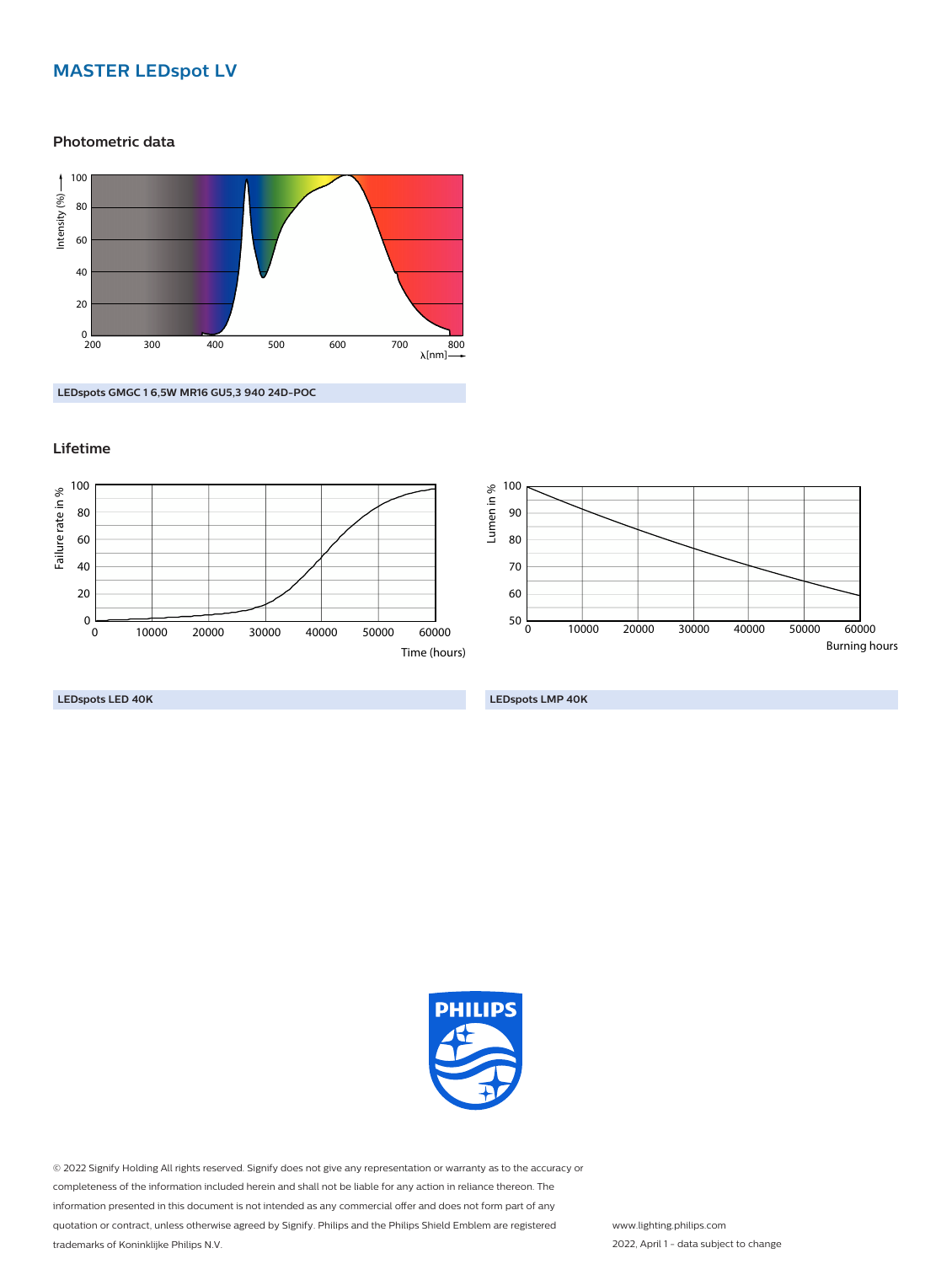# MASTER LEDspot LV

## Photometric data

Intensity (%)
100
80
60
40
20
0
200
300
400
500
600
700
800
λ[nm]

LEDspots GMGC 1 6,5W MR16 GU5,3 940 24D-POC

## Lifetime

Failure rate in %
100
80
60
40
20
0
0
10000
20000
30000
40000
50000
60000
Time (hours)

LEDspots LED 40K

Lumen in %
100
90
80
70
60
50
0
10000
20000
30000
40000
50000
60000
Burning hours

LEDspots LMP 40K

© 2022 Signify Holding All rights reserved. Signify does not give any representation or warranty as to the accuracy or completeness of the information included herein and shall not be liable for any action in reliance thereon. The information presented in this document is not intended as any commercial offer and does not form part of any quotation or contract, unless otherwise agreed by Signify. Philips and the Philips Shield Emblem are registered trademarks of Koninklijke Philips N.V.

www.lighting.philips.com

2022, April 1 - data subject to change